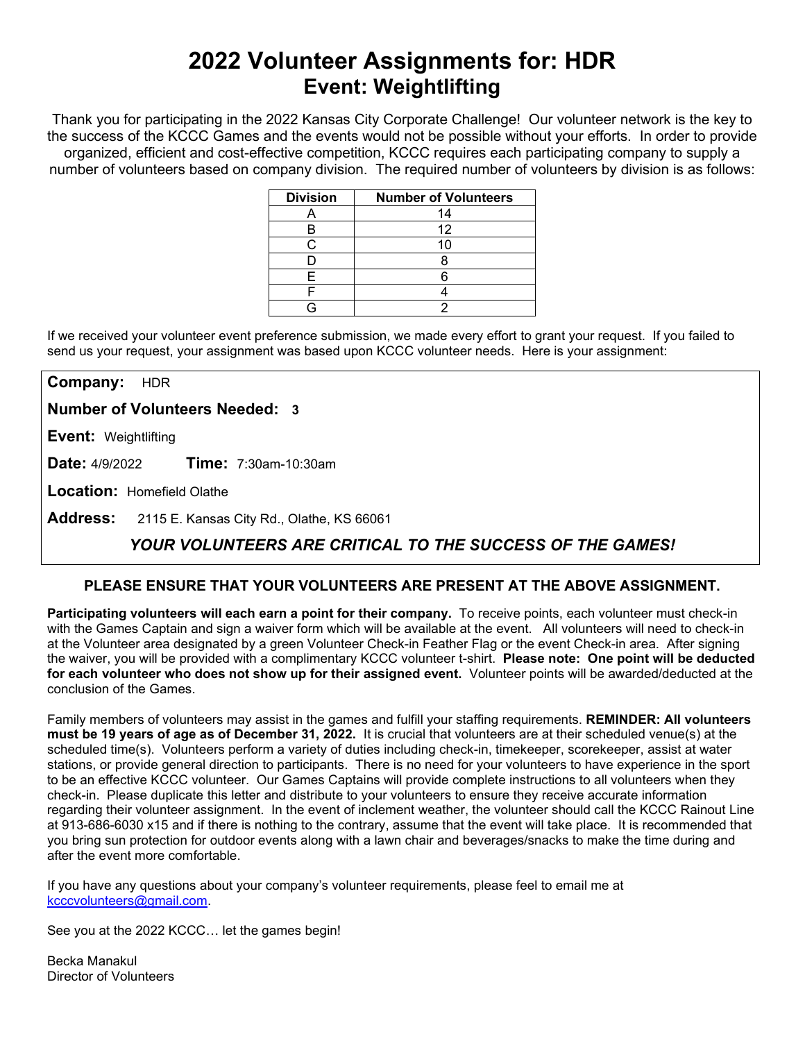# 2022 Volunteer Assignments for: HDR
## Event: Weightlifting

Thank you for participating in the 2022 Kansas City Corporate Challenge! Our volunteer network is the key to the success of the KCCC Games and the events would not be possible without your efforts. In order to provide organized, efficient and cost-effective competition, KCCC requires each participating company to supply a number of volunteers based on company division. The required number of volunteers by division is as follows:

| Division | Number of Volunteers |
|---|---|
| A | 14 |
| B | 12 |
| C | 10 |
| D | 8 |
| E | 6 |
| F | 4 |
| G | 2 |

If we received your volunteer event preference submission, we made every effort to grant your request. If you failed to send us your request, your assignment was based upon KCCC volunteer needs. Here is your assignment:

**Company:** HDR

**Number of Volunteers Needed: 3**

**Event:** Weightlifting

**Date:** 4/9/2022 **Time:** 7:30am-10:30am

**Location:** Homefield Olathe

**Address:** 2115 E. Kansas City Rd., Olathe, KS 66061

***YOUR VOLUNTEERS ARE CRITICAL TO THE SUCCESS OF THE GAMES!***

**PLEASE ENSURE THAT YOUR VOLUNTEERS ARE PRESENT AT THE ABOVE ASSIGNMENT.**

**Participating volunteers will each earn a point for their company.** To receive points, each volunteer must check-in with the Games Captain and sign a waiver form which will be available at the event. All volunteers will need to check-in at the Volunteer area designated by a green Volunteer Check-in Feather Flag or the event Check-in area. After signing the waiver, you will be provided with a complimentary KCCC volunteer t-shirt. **Please note: One point will be deducted for each volunteer who does not show up for their assigned event.** Volunteer points will be awarded/deducted at the conclusion of the Games.

Family members of volunteers may assist in the games and fulfill your staffing requirements. **REMINDER: All volunteers must be 19 years of age as of December 31, 2022.** It is crucial that volunteers are at their scheduled venue(s) at the scheduled time(s). Volunteers perform a variety of duties including check-in, timekeeper, scorekeeper, assist at water stations, or provide general direction to participants. There is no need for your volunteers to have experience in the sport to be an effective KCCC volunteer. Our Games Captains will provide complete instructions to all volunteers when they check-in. Please duplicate this letter and distribute to your volunteers to ensure they receive accurate information regarding their volunteer assignment. In the event of inclement weather, the volunteer should call the KCCC Rainout Line at 913-686-6030 x15 and if there is nothing to the contrary, assume that the event will take place. It is recommended that you bring sun protection for outdoor events along with a lawn chair and beverages/snacks to make the time during and after the event more comfortable.

If you have any questions about your company's volunteer requirements, please feel to email me at kcccvolunteers@gmail.com.

See you at the 2022 KCCC… let the games begin!

Becka Manakul
Director of Volunteers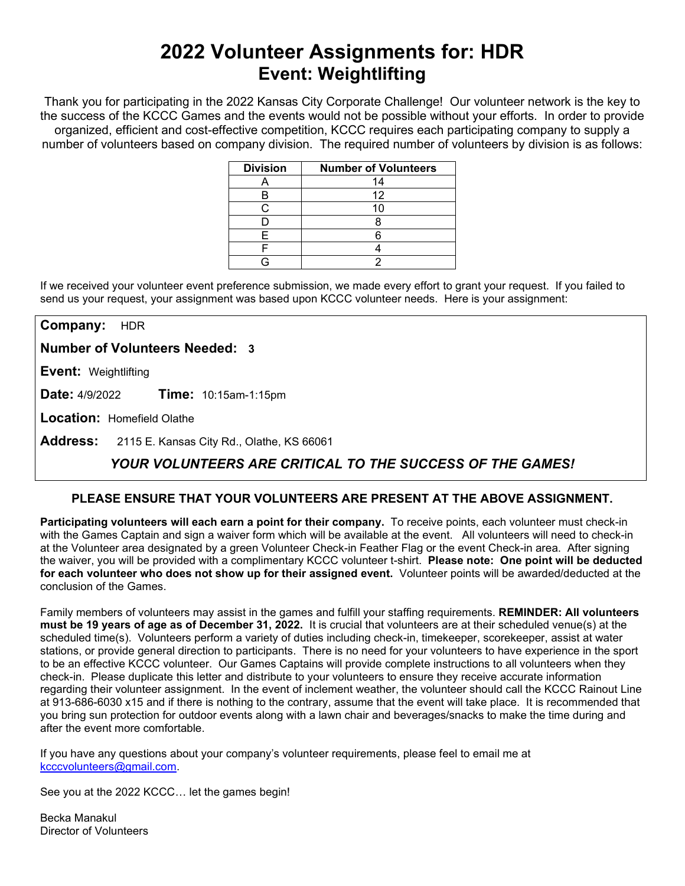# 2022 Volunteer Assignments for: HDR

## Event: Weightlifting

Thank you for participating in the 2022 Kansas City Corporate Challenge! Our volunteer network is the key to the success of the KCCC Games and the events would not be possible without your efforts. In order to provide organized, efficient and cost-effective competition, KCCC requires each participating company to supply a number of volunteers based on company division. The required number of volunteers by division is as follows:

| Division | Number of Volunteers |
|---|---|
| A | 14 |
| B | 12 |
| C | 10 |
| D | 8 |
| E | 6 |
| F | 4 |
| G | 2 |

If we received your volunteer event preference submission, we made every effort to grant your request. If you failed to send us your request, your assignment was based upon KCCC volunteer needs. Here is your assignment:

**Company:** HDR

**Number of Volunteers Needed:** **3**

**Event:** Weightlifting

**Date:** 4/9/2022 **Time:** 10:15am-1:15pm

**Location:** Homefield Olathe

**Address:** 2115 E. Kansas City Rd., Olathe, KS 66061

***YOUR VOLUNTEERS ARE CRITICAL TO THE SUCCESS OF THE GAMES!***

**PLEASE ENSURE THAT YOUR VOLUNTEERS ARE PRESENT AT THE ABOVE ASSIGNMENT.**

**Participating volunteers will each earn a point for their company.** To receive points, each volunteer must check-in with the Games Captain and sign a waiver form which will be available at the event. All volunteers will need to check-in at the Volunteer area designated by a green Volunteer Check-in Feather Flag or the event Check-in area. After signing the waiver, you will be provided with a complimentary KCCC volunteer t-shirt. **Please note: One point will be deducted for each volunteer who does not show up for their assigned event.** Volunteer points will be awarded/deducted at the conclusion of the Games.

Family members of volunteers may assist in the games and fulfill your staffing requirements. **REMINDER: All volunteers must be 19 years of age as of December 31, 2022.** It is crucial that volunteers are at their scheduled venue(s) at the scheduled time(s). Volunteers perform a variety of duties including check-in, timekeeper, scorekeeper, assist at water stations, or provide general direction to participants. There is no need for your volunteers to have experience in the sport to be an effective KCCC volunteer. Our Games Captains will provide complete instructions to all volunteers when they check-in. Please duplicate this letter and distribute to your volunteers to ensure they receive accurate information regarding their volunteer assignment. In the event of inclement weather, the volunteer should call the KCCC Rainout Line at 913-686-6030 x15 and if there is nothing to the contrary, assume that the event will take place. It is recommended that you bring sun protection for outdoor events along with a lawn chair and beverages/snacks to make the time during and after the event more comfortable.

If you have any questions about your company's volunteer requirements, please feel to email me at kcccvolunteers@gmail.com.

See you at the 2022 KCCC… let the games begin!

Becka Manakul
Director of Volunteers